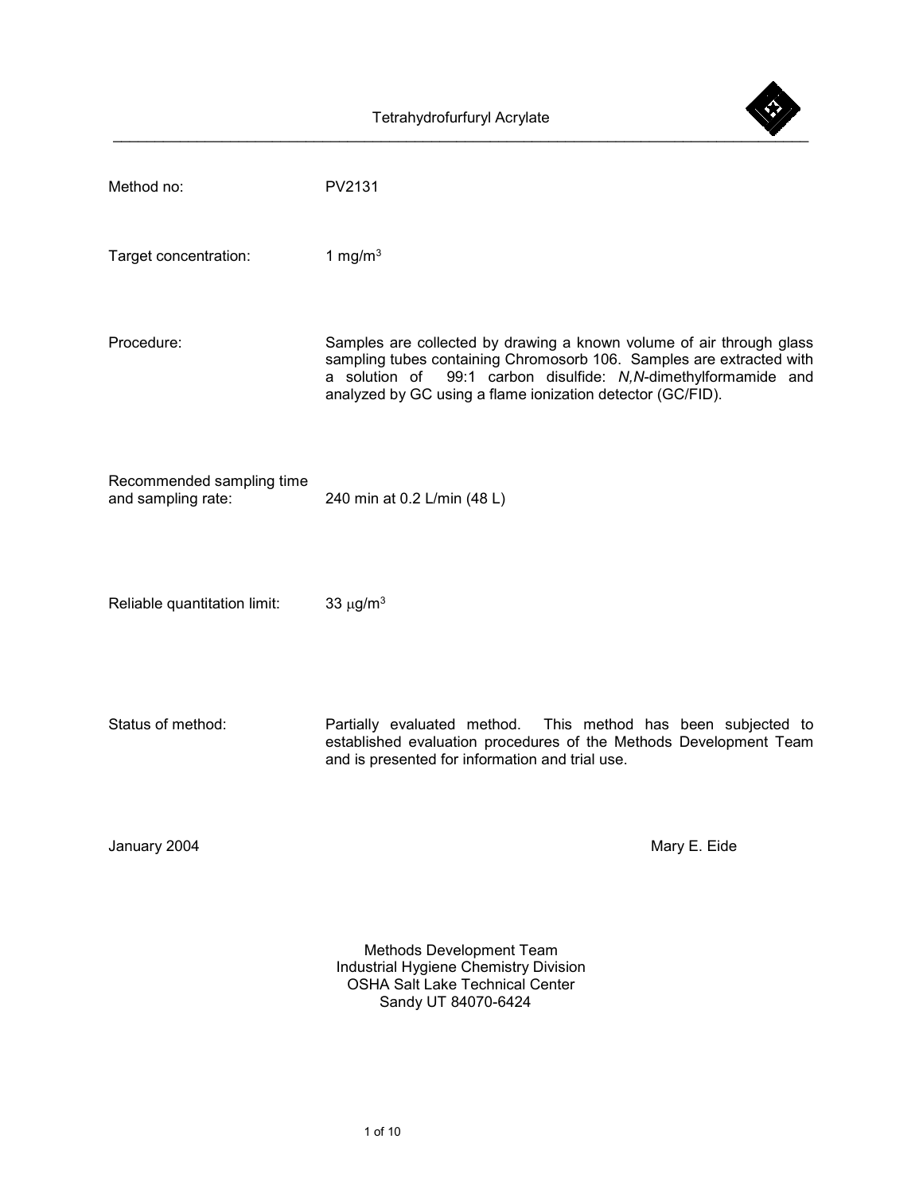# Tetrahydrofurfuryl Acrylate

| | |
|---|---|
| Method no: | PV2131 |
| Target concentration: | 1 mg/m$^3$ |
| Procedure: | Samples are collected by drawing a known volume of air through glass sampling tubes containing Chromosorb 106. Samples are extracted with a solution of 99:1 carbon disulfide: *N,N*-dimethylformamide and analyzed by GC using a flame ionization detector (GC/FID). |
| Recommended sampling time and sampling rate: | 240 min at 0.2 L/min (48 L) |
| Reliable quantitation limit: | 33 μg/m$^3$ |
| Status of method: | Partially evaluated method. This method has been subjected to established evaluation procedures of the Methods Development Team and is presented for information and trial use. |

January 2004

Mary E. Eide

Methods Development Team
Industrial Hygiene Chemistry Division
OSHA Salt Lake Technical Center
Sandy UT 84070-6424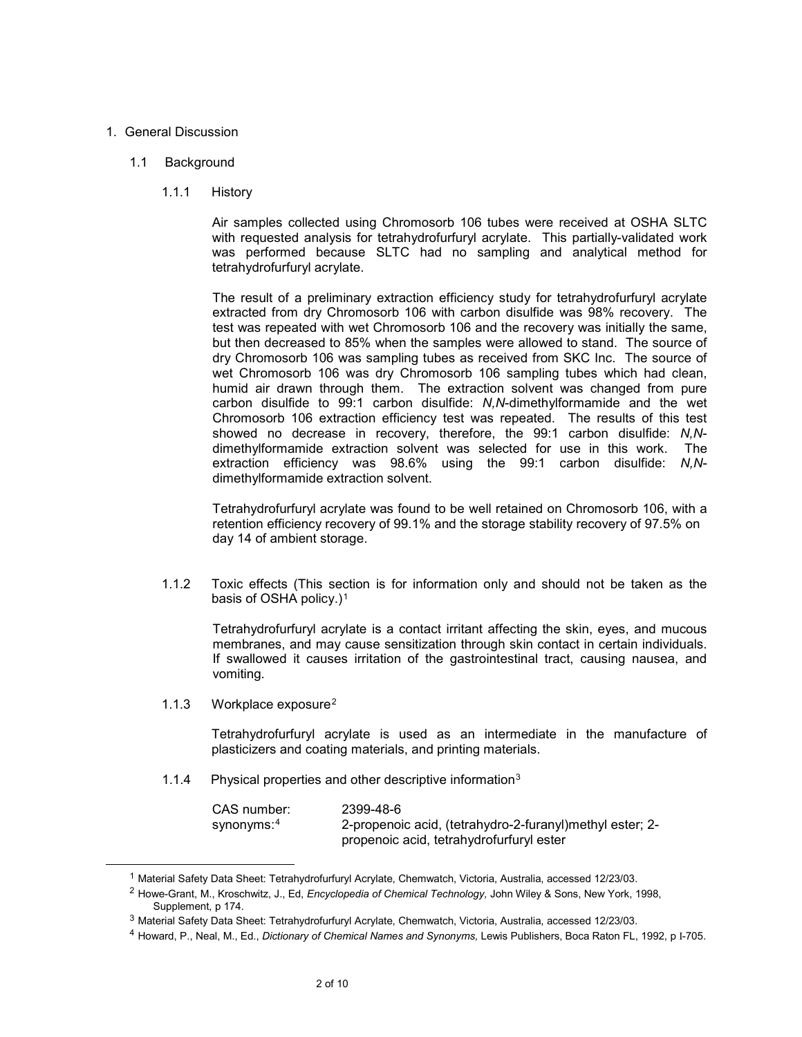# 1. General Discussion

## 1.1 Background

### 1.1.1 History

Air samples collected using Chromosorb 106 tubes were received at OSHA SLTC with requested analysis for tetrahydrofurfuryl acrylate. This partially-validated work was performed because SLTC had no sampling and analytical method for tetrahydrofurfuryl acrylate.

The result of a preliminary extraction efficiency study for tetrahydrofurfuryl acrylate extracted from dry Chromosorb 106 with carbon disulfide was 98% recovery. The test was repeated with wet Chromosorb 106 and the recovery was initially the same, but then decreased to 85% when the samples were allowed to stand. The source of dry Chromosorb 106 was sampling tubes as received from SKC Inc. The source of wet Chromosorb 106 was dry Chromosorb 106 sampling tubes which had clean, humid air drawn through them. The extraction solvent was changed from pure carbon disulfide to 99:1 carbon disulfide: *N,N*-dimethylformamide and the wet Chromosorb 106 extraction efficiency test was repeated. The results of this test showed no decrease in recovery, therefore, the 99:1 carbon disulfide: *N,N*-dimethylformamide extraction solvent was selected for use in this work. The extraction efficiency was 98.6% using the 99:1 carbon disulfide: *N,N*-dimethylformamide extraction solvent.

Tetrahydrofurfuryl acrylate was found to be well retained on Chromosorb 106, with a retention efficiency recovery of 99.1% and the storage stability recovery of 97.5% on day 14 of ambient storage.

### 1.1.2 Toxic effects (This section is for information only and should not be taken as the basis of OSHA policy.)[1]

Tetrahydrofurfuryl acrylate is a contact irritant affecting the skin, eyes, and mucous membranes, and may cause sensitization through skin contact in certain individuals. If swallowed it causes irritation of the gastrointestinal tract, causing nausea, and vomiting.

### 1.1.3 Workplace exposure[2]

Tetrahydrofurfuryl acrylate is used as an intermediate in the manufacture of plasticizers and coating materials, and printing materials.

### 1.1.4 Physical properties and other descriptive information[3]

| | |
|---|---|
| CAS number: | 2399-48-6 |
| synonyms:[4] | 2-propenoic acid, (tetrahydro-2-furanyl)methyl ester; 2-propenoic acid, tetrahydrofurfuryl ester |

---

[1] Material Safety Data Sheet: Tetrahydrofurfuryl Acrylate, Chemwatch, Victoria, Australia, accessed 12/23/03.

[2] Howe-Grant, M., Kroschwitz, J., Ed, *Encyclopedia of Chemical Technology,* John Wiley & Sons, New York, 1998, Supplement, p 174.

[3] Material Safety Data Sheet: Tetrahydrofurfuryl Acrylate, Chemwatch, Victoria, Australia, accessed 12/23/03.

[4] Howard, P., Neal, M., Ed., *Dictionary of Chemical Names and Synonyms,* Lewis Publishers, Boca Raton FL, 1992, p I-705.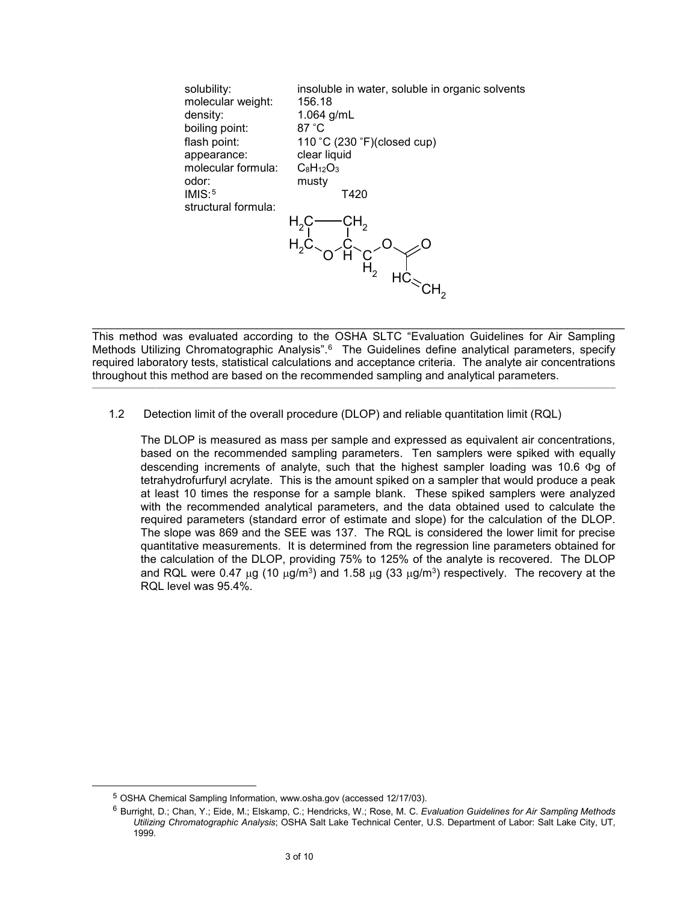| | |
|---|---|
| solubility: | insoluble in water, soluble in organic solvents |
| molecular weight: | 156.18 |
| density: | 1.064 g/mL |
| boiling point: | 87 °C |
| flash point: | 110 °C (230 °F)(closed cup) |
| appearance: | clear liquid |
| molecular formula: | $C_8H_{12}O_3$ |
| odor: | musty |
| IMIS:[5] | T420 |
| structural formula: | |

This method was evaluated according to the OSHA SLTC "Evaluation Guidelines for Air Sampling Methods Utilizing Chromatographic Analysis".[6] The Guidelines define analytical parameters, specify required laboratory tests, statistical calculations and acceptance criteria. The analyte air concentrations throughout this method are based on the recommended sampling and analytical parameters.

1.2 Detection limit of the overall procedure (DLOP) and reliable quantitation limit (RQL)

The DLOP is measured as mass per sample and expressed as equivalent air concentrations, based on the recommended sampling parameters. Ten samplers were spiked with equally descending increments of analyte, such that the highest sampler loading was 10.6 Φg of tetrahydrofurfuryl acrylate. This is the amount spiked on a sampler that would produce a peak at least 10 times the response for a sample blank. These spiked samplers were analyzed with the recommended analytical parameters, and the data obtained used to calculate the required parameters (standard error of estimate and slope) for the calculation of the DLOP. The slope was 869 and the SEE was 137. The RQL is considered the lower limit for precise quantitative measurements. It is determined from the regression line parameters obtained for the calculation of the DLOP, providing 75% to 125% of the analyte is recovered. The DLOP and RQL were 0.47 μg (10 μg/m$^3$) and 1.58 μg (33 μg/m$^3$) respectively. The recovery at the RQL level was 95.4%.

---

[5] OSHA Chemical Sampling Information, www.osha.gov (accessed 12/17/03).

[6] Burright, D.; Chan, Y.; Eide, M.; Elskamp, C.; Hendricks, W.; Rose, M. C. *Evaluation Guidelines for Air Sampling Methods Utilizing Chromatographic Analysis*; OSHA Salt Lake Technical Center, U.S. Department of Labor: Salt Lake City, UT, 1999.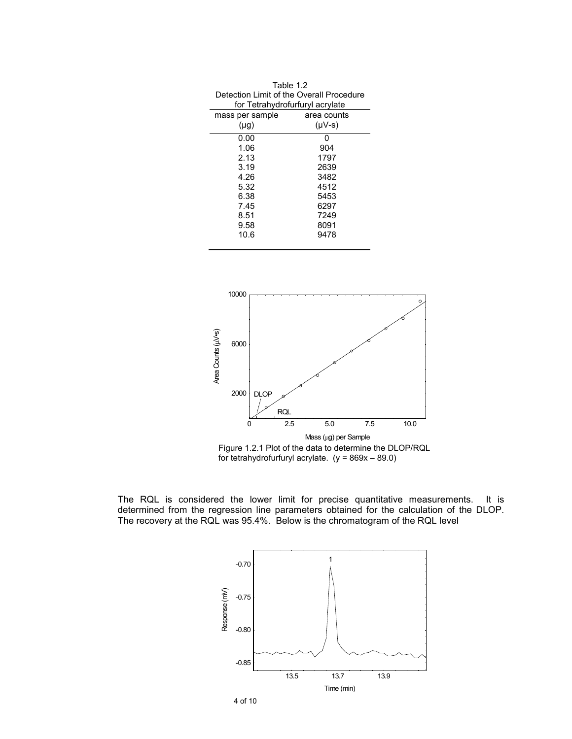Table 1.2
Detection Limit of the Overall Procedure
for Tetrahydrofurfuryl acrylate

| mass per sample (µg) | area counts (µV-s) |
|---|---|
| 0.00 | 0 |
| 1.06 | 904 |
| 2.13 | 1797 |
| 3.19 | 2639 |
| 4.26 | 3482 |
| 5.32 | 4512 |
| 6.38 | 5453 |
| 7.45 | 6297 |
| 8.51 | 7249 |
| 9.58 | 8091 |
| 10.6 | 9478 |

Figure 1.2.1 Plot of the data to determine the DLOP/RQL for tetrahydrofurfuryl acrylate. ($y = 869x - 89.0$)

The RQL is considered the lower limit for precise quantitative measurements. It is determined from the regression line parameters obtained for the calculation of the DLOP. The recovery at the RQL was 95.4%. Below is the chromatogram of the RQL level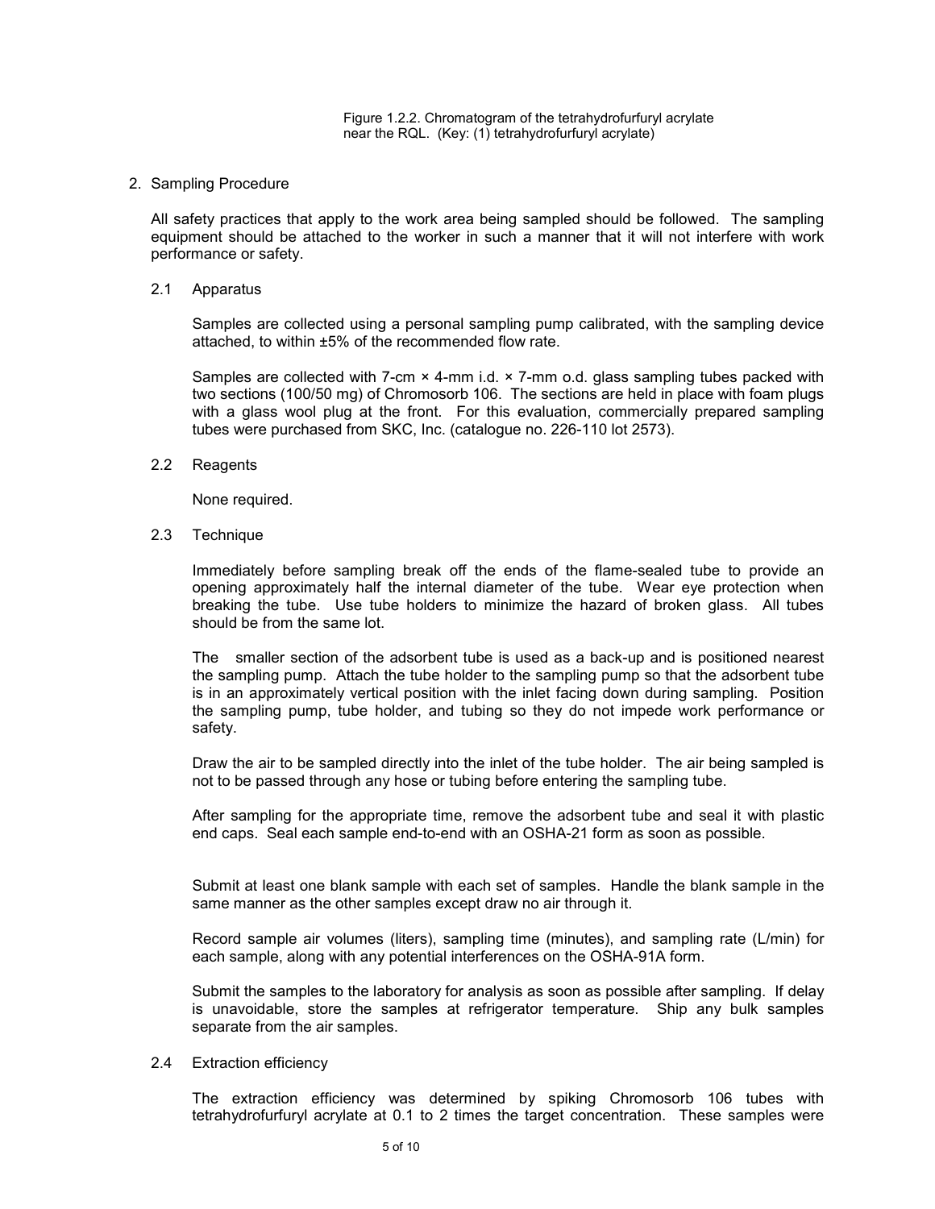Figure 1.2.2. Chromatogram of the tetrahydrofurfuryl acrylate near the RQL. (Key: (1) tetrahydrofurfuryl acrylate)

## 2. Sampling Procedure

All safety practices that apply to the work area being sampled should be followed. The sampling equipment should be attached to the worker in such a manner that it will not interfere with work performance or safety.

### 2.1 Apparatus

Samples are collected using a personal sampling pump calibrated, with the sampling device attached, to within ±5% of the recommended flow rate.

Samples are collected with 7-cm × 4-mm i.d. × 7-mm o.d. glass sampling tubes packed with two sections (100/50 mg) of Chromosorb 106. The sections are held in place with foam plugs with a glass wool plug at the front. For this evaluation, commercially prepared sampling tubes were purchased from SKC, Inc. (catalogue no. 226-110 lot 2573).

### 2.2 Reagents

None required.

### 2.3 Technique

Immediately before sampling break off the ends of the flame-sealed tube to provide an opening approximately half the internal diameter of the tube. Wear eye protection when breaking the tube. Use tube holders to minimize the hazard of broken glass. All tubes should be from the same lot.

The smaller section of the adsorbent tube is used as a back-up and is positioned nearest the sampling pump. Attach the tube holder to the sampling pump so that the adsorbent tube is in an approximately vertical position with the inlet facing down during sampling. Position the sampling pump, tube holder, and tubing so they do not impede work performance or safety.

Draw the air to be sampled directly into the inlet of the tube holder. The air being sampled is not to be passed through any hose or tubing before entering the sampling tube.

After sampling for the appropriate time, remove the adsorbent tube and seal it with plastic end caps. Seal each sample end-to-end with an OSHA-21 form as soon as possible.

Submit at least one blank sample with each set of samples. Handle the blank sample in the same manner as the other samples except draw no air through it.

Record sample air volumes (liters), sampling time (minutes), and sampling rate (L/min) for each sample, along with any potential interferences on the OSHA-91A form.

Submit the samples to the laboratory for analysis as soon as possible after sampling. If delay is unavoidable, store the samples at refrigerator temperature. Ship any bulk samples separate from the air samples.

### 2.4 Extraction efficiency

The extraction efficiency was determined by spiking Chromosorb 106 tubes with tetrahydrofurfuryl acrylate at 0.1 to 2 times the target concentration. These samples were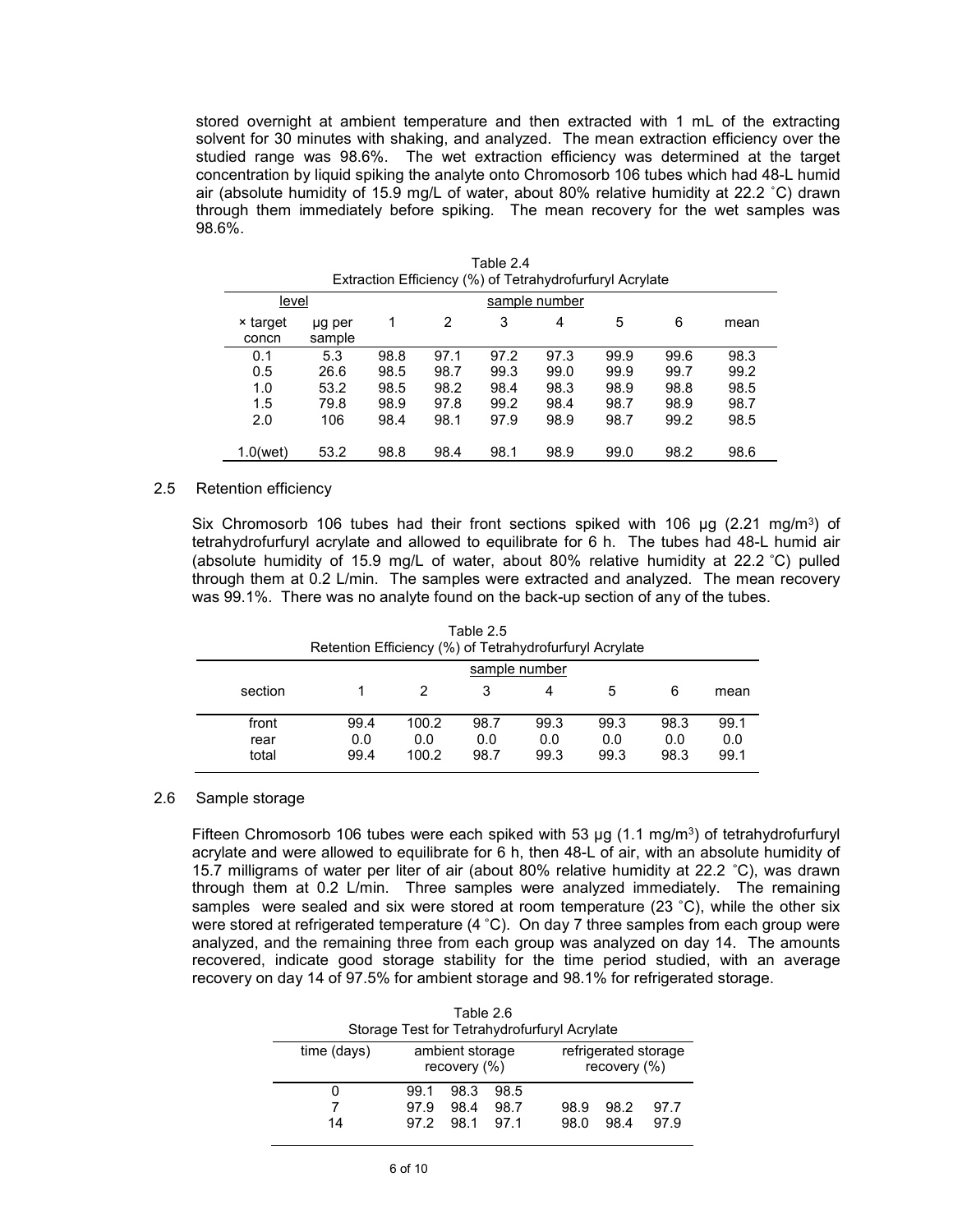stored overnight at ambient temperature and then extracted with 1 mL of the extracting solvent for 30 minutes with shaking, and analyzed. The mean extraction efficiency over the studied range was 98.6%. The wet extraction efficiency was determined at the target concentration by liquid spiking the analyte onto Chromosorb 106 tubes which had 48-L humid air (absolute humidity of 15.9 mg/L of water, about 80% relative humidity at 22.2 °C) drawn through them immediately before spiking. The mean recovery for the wet samples was 98.6%.

Table 2.4
Extraction Efficiency (%) of Tetrahydrofurfuryl Acrylate

| level | | sample number | | | | | | |
|---|---|---|---|---|---|---|---|---|
| × target concn | µg per sample | 1 | 2 | 3 | 4 | 5 | 6 | mean |
| 0.1 | 5.3 | 98.8 | 97.1 | 97.2 | 97.3 | 99.9 | 99.6 | 98.3 |
| 0.5 | 26.6 | 98.5 | 98.7 | 99.3 | 99.0 | 99.9 | 99.7 | 99.2 |
| 1.0 | 53.2 | 98.5 | 98.2 | 98.4 | 98.3 | 98.9 | 98.8 | 98.5 |
| 1.5 | 79.8 | 98.9 | 97.8 | 99.2 | 98.4 | 98.7 | 98.9 | 98.7 |
| 2.0 | 106 | 98.4 | 98.1 | 97.9 | 98.9 | 98.7 | 99.2 | 98.5 |
| 1.0(wet) | 53.2 | 98.8 | 98.4 | 98.1 | 98.9 | 99.0 | 98.2 | 98.6 |

## 2.5 Retention efficiency

Six Chromosorb 106 tubes had their front sections spiked with 106 µg (2.21 mg/m$^3$) of tetrahydrofurfuryl acrylate and allowed to equilibrate for 6 h. The tubes had 48-L humid air (absolute humidity of 15.9 mg/L of water, about 80% relative humidity at 22.2 °C) pulled through them at 0.2 L/min. The samples were extracted and analyzed. The mean recovery was 99.1%. There was no analyte found on the back-up section of any of the tubes.

Table 2.5
Retention Efficiency (%) of Tetrahydrofurfuryl Acrylate

| | sample number | | | | | | |
|---|---|---|---|---|---|---|---|
| section | 1 | 2 | 3 | 4 | 5 | 6 | mean |
| front | 99.4 | 100.2 | 98.7 | 99.3 | 99.3 | 98.3 | 99.1 |
| rear | 0.0 | 0.0 | 0.0 | 0.0 | 0.0 | 0.0 | 0.0 |
| total | 99.4 | 100.2 | 98.7 | 99.3 | 99.3 | 98.3 | 99.1 |

## 2.6 Sample storage

Fifteen Chromosorb 106 tubes were each spiked with 53 µg (1.1 mg/m$^3$) of tetrahydrofurfuryl acrylate and were allowed to equilibrate for 6 h, then 48-L of air, with an absolute humidity of 15.7 milligrams of water per liter of air (about 80% relative humidity at 22.2 °C), was drawn through them at 0.2 L/min. Three samples were analyzed immediately. The remaining samples were sealed and six were stored at room temperature (23 °C), while the other six were stored at refrigerated temperature (4 °C). On day 7 three samples from each group were analyzed, and the remaining three from each group was analyzed on day 14. The amounts recovered, indicate good storage stability for the time period studied, with an average recovery on day 14 of 97.5% for ambient storage and 98.1% for refrigerated storage.

Table 2.6
Storage Test for Tetrahydrofurfuryl Acrylate

| time (days) | ambient storage recovery (%) | | | refrigerated storage recovery (%) | | |
|---|---|---|---|---|---|---|
| 0 | 99.1 | 98.3 | 98.5 | | | |
| 7 | 97.9 | 98.4 | 98.7 | 98.9 | 98.2 | 97.7 |
| 14 | 97.2 | 98.1 | 97.1 | 98.0 | 98.4 | 97.9 |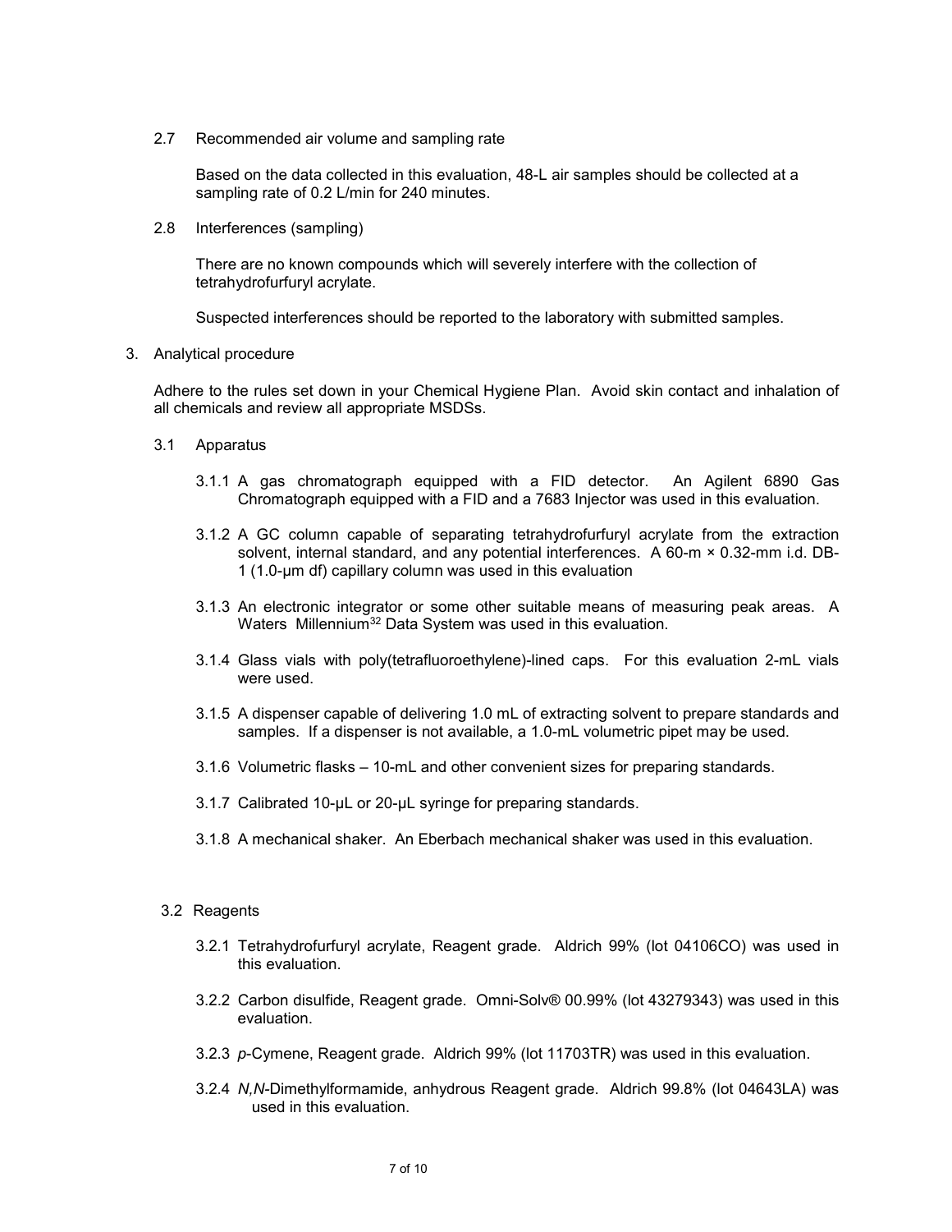2.7 Recommended air volume and sampling rate

Based on the data collected in this evaluation, 48-L air samples should be collected at a sampling rate of 0.2 L/min for 240 minutes.

2.8 Interferences (sampling)

There are no known compounds which will severely interfere with the collection of tetrahydrofurfuryl acrylate.

Suspected interferences should be reported to the laboratory with submitted samples.

3. Analytical procedure

Adhere to the rules set down in your Chemical Hygiene Plan. Avoid skin contact and inhalation of all chemicals and review all appropriate MSDSs.

3.1 Apparatus

3.1.1 A gas chromatograph equipped with a FID detector. An Agilent 6890 Gas Chromatograph equipped with a FID and a 7683 Injector was used in this evaluation.

3.1.2 A GC column capable of separating tetrahydrofurfuryl acrylate from the extraction solvent, internal standard, and any potential interferences. A 60-m × 0.32-mm i.d. DB-1 (1.0-µm df) capillary column was used in this evaluation

3.1.3 An electronic integrator or some other suitable means of measuring peak areas. A Waters Millennium[32] Data System was used in this evaluation.

3.1.4 Glass vials with poly(tetrafluoroethylene)-lined caps. For this evaluation 2-mL vials were used.

3.1.5 A dispenser capable of delivering 1.0 mL of extracting solvent to prepare standards and samples. If a dispenser is not available, a 1.0-mL volumetric pipet may be used.

3.1.6 Volumetric flasks – 10-mL and other convenient sizes for preparing standards.

3.1.7 Calibrated 10-µL or 20-µL syringe for preparing standards.

3.1.8 A mechanical shaker. An Eberbach mechanical shaker was used in this evaluation.

3.2 Reagents

3.2.1 Tetrahydrofurfuryl acrylate, Reagent grade. Aldrich 99% (lot 04106CO) was used in this evaluation.

3.2.2 Carbon disulfide, Reagent grade. Omni-Solv® 00.99% (lot 43279343) was used in this evaluation.

3.2.3 *p*-Cymene, Reagent grade. Aldrich 99% (lot 11703TR) was used in this evaluation.

3.2.4 *N,N*-Dimethylformamide, anhydrous Reagent grade. Aldrich 99.8% (lot 04643LA) was used in this evaluation.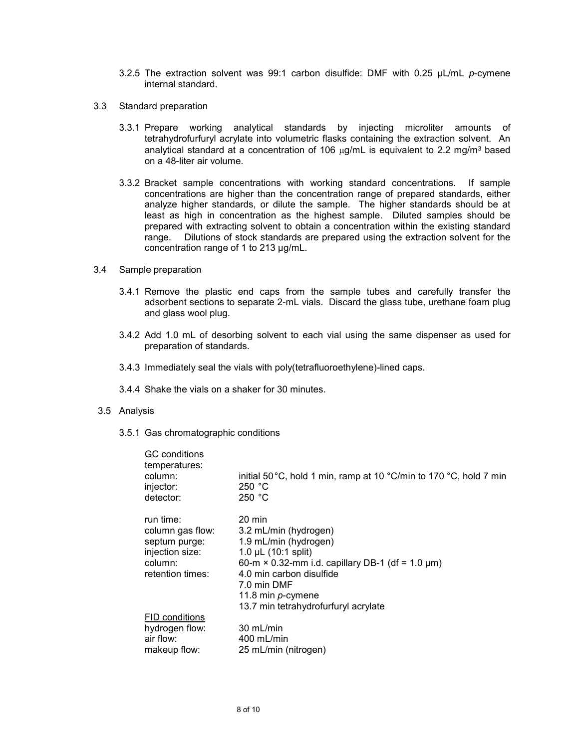3.2.5 The extraction solvent was 99:1 carbon disulfide: DMF with 0.25 µL/mL *p*-cymene internal standard.

3.3 Standard preparation

3.3.1 Prepare working analytical standards by injecting microliter amounts of tetrahydrofurfuryl acrylate into volumetric flasks containing the extraction solvent. An analytical standard at a concentration of 106 µg/mL is equivalent to 2.2 mg/m$^3$ based on a 48-liter air volume.

3.3.2 Bracket sample concentrations with working standard concentrations. If sample concentrations are higher than the concentration range of prepared standards, either analyze higher standards, or dilute the sample. The higher standards should be at least as high in concentration as the highest sample. Diluted samples should be prepared with extracting solvent to obtain a concentration within the existing standard range. Dilutions of stock standards are prepared using the extraction solvent for the concentration range of 1 to 213 µg/mL.

3.4 Sample preparation

3.4.1 Remove the plastic end caps from the sample tubes and carefully transfer the adsorbent sections to separate 2-mL vials. Discard the glass tube, urethane foam plug and glass wool plug.

3.4.2 Add 1.0 mL of desorbing solvent to each vial using the same dispenser as used for preparation of standards.

3.4.3 Immediately seal the vials with poly(tetrafluoroethylene)-lined caps.

3.4.4 Shake the vials on a shaker for 30 minutes.

3.5 Analysis

3.5.1 Gas chromatographic conditions

<u>GC conditions</u>

| | |
|---|---|
| temperatures: | |
| column: | initial 50 °C, hold 1 min, ramp at 10 °C/min to 170 °C, hold 7 min |
| injector: | 250 °C |
| detector: | 250 °C |
| run time: | 20 min |
| column gas flow: | 3.2 mL/min (hydrogen) |
| septum purge: | 1.9 mL/min (hydrogen) |
| injection size: | 1.0 µL (10:1 split) |
| column: | 60-m × 0.32-mm i.d. capillary DB-1 (df = 1.0 µm) |
| retention times: | 4.0 min carbon disulfide |
| | 7.0 min DMF |
| | 11.8 min *p*-cymene |
| | 13.7 min tetrahydrofurfuryl acrylate |

<u>FID conditions</u>

| | |
|---|---|
| hydrogen flow: | 30 mL/min |
| air flow: | 400 mL/min |
| makeup flow: | 25 mL/min (nitrogen) |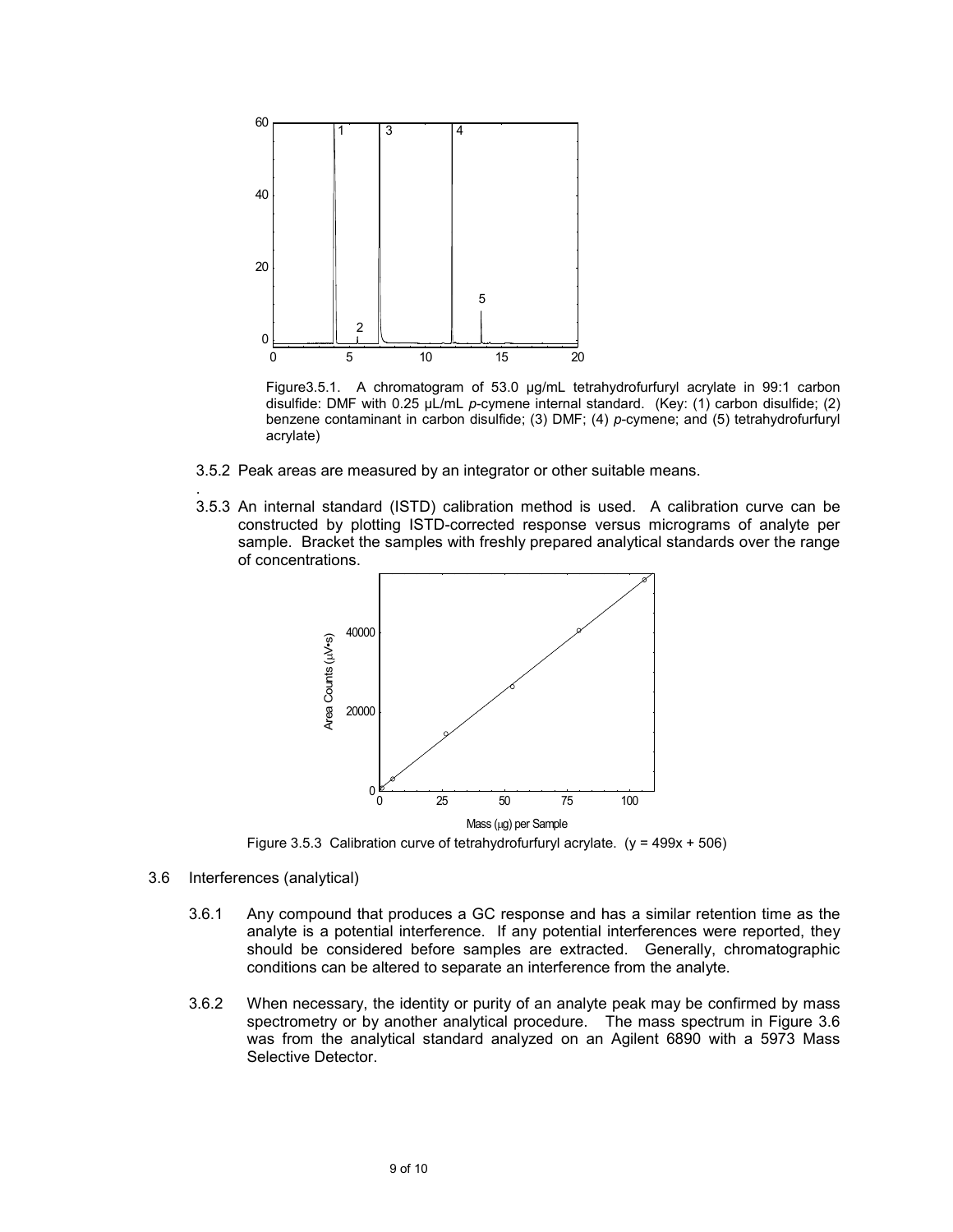Figure3.5.1. A chromatogram of 53.0 µg/mL tetrahydrofurfuryl acrylate in 99:1 carbon disulfide: DMF with 0.25 µL/mL *p*-cymene internal standard. (Key: (1) carbon disulfide; (2) benzene contaminant in carbon disulfide; (3) DMF; (4) *p*-cymene; and (5) tetrahydrofurfuryl acrylate)

3.5.2 Peak areas are measured by an integrator or other suitable means.

3.5.3 An internal standard (ISTD) calibration method is used. A calibration curve can be constructed by plotting ISTD-corrected response versus micrograms of analyte per sample. Bracket the samples with freshly prepared analytical standards over the range of concentrations.

Figure 3.5.3 Calibration curve of tetrahydrofurfuryl acrylate. ($y = 499x + 506$)

3.6 Interferences (analytical)

3.6.1 Any compound that produces a GC response and has a similar retention time as the analyte is a potential interference. If any potential interferences were reported, they should be considered before samples are extracted. Generally, chromatographic conditions can be altered to separate an interference from the analyte.

3.6.2 When necessary, the identity or purity of an analyte peak may be confirmed by mass spectrometry or by another analytical procedure. The mass spectrum in Figure 3.6 was from the analytical standard analyzed on an Agilent 6890 with a 5973 Mass Selective Detector.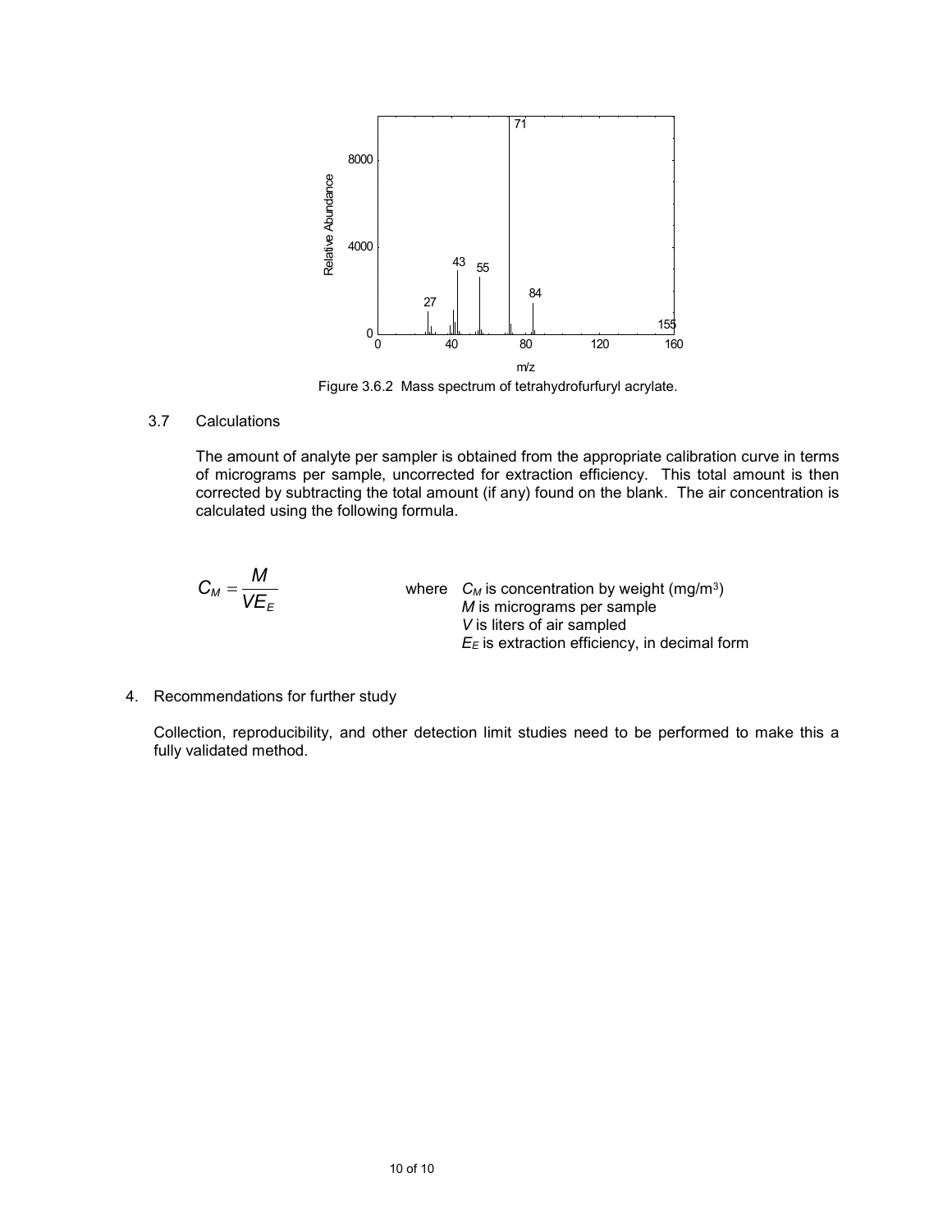71

8000

Relative Abundance

4000

43 55

84

27

155

0

0 40 80 120 160

m/z

Figure 3.6.2 Mass spectrum of tetrahydrofurfuryl acrylate.

3.7 Calculations

The amount of analyte per sampler is obtained from the appropriate calibration curve in terms of micrograms per sample, uncorrected for extraction efficiency. This total amount is then corrected by subtracting the total amount (if any) found on the blank. The air concentration is calculated using the following formula.

$$C_M = \frac{M}{VE_E}$$

where $C_M$ is concentration by weight (mg/m$^3$)
$M$ is micrograms per sample
$V$ is liters of air sampled
$E_E$ is extraction efficiency, in decimal form

4. Recommendations for further study

Collection, reproducibility, and other detection limit studies need to be performed to make this a fully validated method.